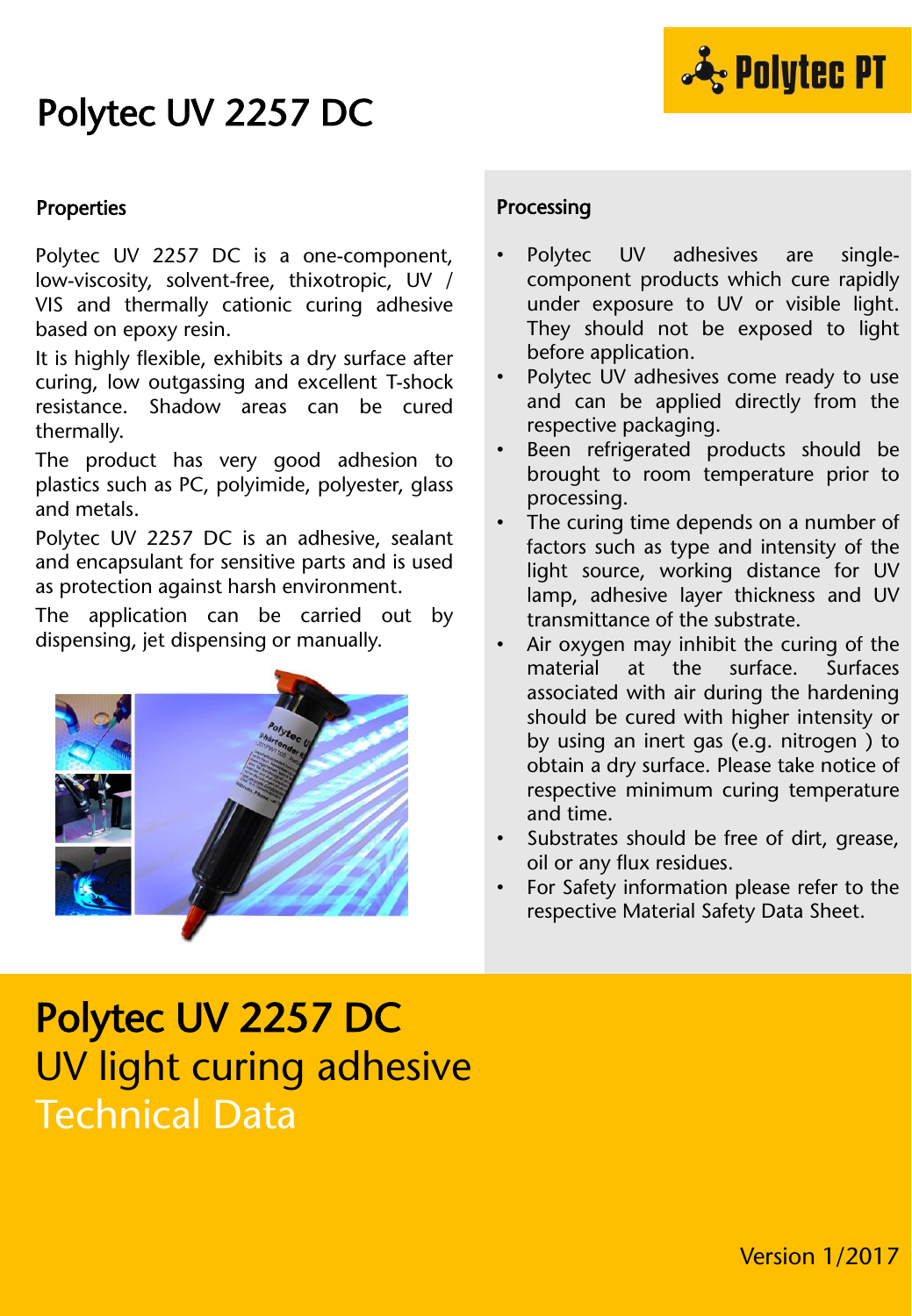# Polytec UV 2257 DC

Polytec PT

## Properties

Polytec UV 2257 DC is a one-component, low-viscosity, solvent-free, thixotropic, UV / VIS and thermally cationic curing adhesive based on epoxy resin.

It is highly flexible, exhibits a dry surface after curing, low outgassing and excellent T-shock resistance. Shadow areas can be cured thermally.

The product has very good adhesion to plastics such as PC, polyimide, polyester, glass and metals.

Polytec UV 2257 DC is an adhesive, sealant and encapsulant for sensitive parts and is used as protection against harsh environment.

The application can be carried out by dispensing, jet dispensing or manually.

## Processing

- Polytec UV adhesives are single-component products which cure rapidly under exposure to UV or visible light. They should not be exposed to light before application.
- Polytec UV adhesives come ready to use and can be applied directly from the respective packaging.
- Been refrigerated products should be brought to room temperature prior to processing.
- The curing time depends on a number of factors such as type and intensity of the light source, working distance for UV lamp, adhesive layer thickness and UV transmittance of the substrate.
- Air oxygen may inhibit the curing of the material at the surface. Surfaces associated with air during the hardening should be cured with higher intensity or by using an inert gas (e.g. nitrogen ) to obtain a dry surface. Please take notice of respective minimum curing temperature and time.
- Substrates should be free of dirt, grease, oil or any flux residues.
- For Safety information please refer to the respective Material Safety Data Sheet.

# Polytec UV 2257 DC
## UV light curing adhesive
## Technical Data

Version 1/2017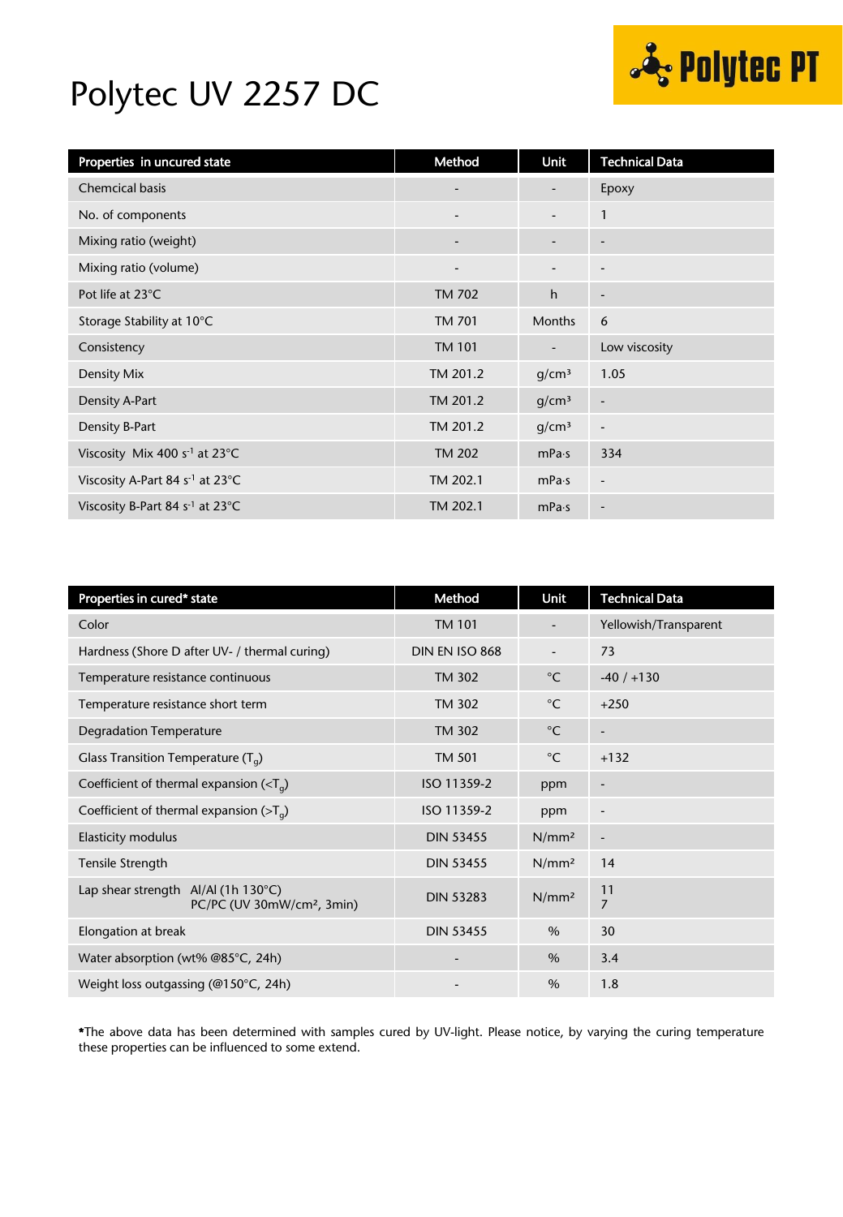# Polytec UV 2257 DC

| Properties in uncured state | Method | Unit | Technical Data |
|---|---|---|---|
| Chemcical basis | - | - | Epoxy |
| No. of components | - | - | 1 |
| Mixing ratio (weight) | - | - | - |
| Mixing ratio (volume) | - | - | - |
| Pot life at 23°C | TM 702 | h | - |
| Storage Stability at 10°C | TM 701 | Months | 6 |
| Consistency | TM 101 | - | Low viscosity |
| Density Mix | TM 201.2 | g/cm³ | 1.05 |
| Density A-Part | TM 201.2 | g/cm³ | - |
| Density B-Part | TM 201.2 | g/cm³ | - |
| Viscosity Mix 400 $s^{-1}$ at 23°C | TM 202 | mPa·s | 334 |
| Viscosity A-Part 84 $s^{-1}$ at 23°C | TM 202.1 | mPa·s | - |
| Viscosity B-Part 84 $s^{-1}$ at 23°C | TM 202.1 | mPa·s | - |

| Properties in cured* state | Method | Unit | Technical Data |
|---|---|---|---|
| Color | TM 101 | - | Yellowish/Transparent |
| Hardness (Shore D after UV- / thermal curing) | DIN EN ISO 868 | - | 73 |
| Temperature resistance continuous | TM 302 | °C | -40 / +130 |
| Temperature resistance short term | TM 302 | °C | +250 |
| Degradation Temperature | TM 302 | °C | - |
| Glass Transition Temperature ($T_g$) | TM 501 | °C | +132 |
| Coefficient of thermal expansion (<$T_g$) | ISO 11359-2 | ppm | - |
| Coefficient of thermal expansion (>$T_g$) | ISO 11359-2 | ppm | - |
| Elasticity modulus | DIN 53455 | N/mm² | - |
| Tensile Strength | DIN 53455 | N/mm² | 14 |
| Lap shear strength Al/Al (1h 130°C)<br>PC/PC (UV 30mW/cm², 3min) | DIN 53283 | N/mm² | 11<br>7 |
| Elongation at break | DIN 53455 | % | 30 |
| Water absorption (wt% @85°C, 24h) | - | % | 3.4 |
| Weight loss outgassing (@150°C, 24h) | - | % | 1.8 |

*The above data has been determined with samples cured by UV-light. Please notice, by varying the curing temperature these properties can be influenced to some extend.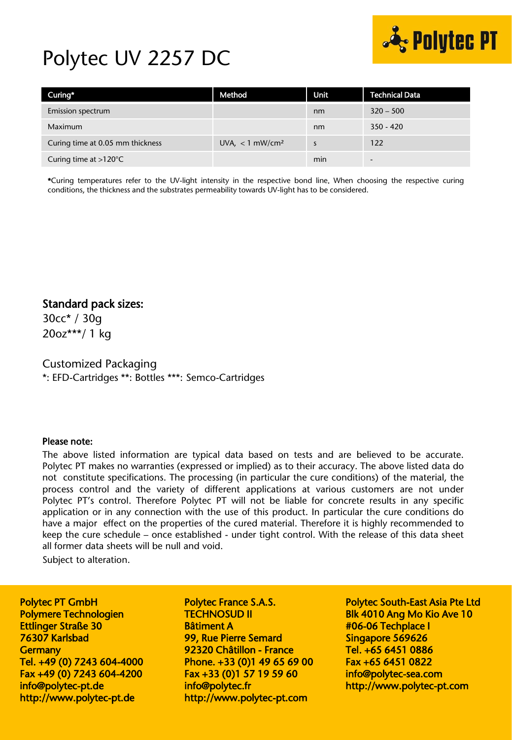# Polytec UV 2257 DC

| Curing* | Method | Unit | Technical Data |
|---|---|---|---|
| Emission spectrum | | nm | 320 – 500 |
| Maximum | | nm | 350 - 420 |
| Curing time at 0.05 mm thickness | UVA, < 1 mW/cm² | s | 122 |
| Curing time at >120°C | | min | - |

*Curing temperatures refer to the UV-light intensity in the respective bond line. When choosing the respective curing conditions, the thickness and the substrates permeability towards UV-light has to be considered.

## Standard pack sizes:

30cc* / 30g
20oz***/ 1 kg

Customized Packaging
*: EFD-Cartridges **: Bottles ***: Semco-Cartridges

**Please note:**

The above listed information are typical data based on tests and are believed to be accurate. Polytec PT makes no warranties (expressed or implied) as to their accuracy. The above listed data do not constitute specifications. The processing (in particular the cure conditions) of the material, the process control and the variety of different applications at various customers are not under Polytec PT's control. Therefore Polytec PT will not be liable for concrete results in any specific application or in any connection with the use of this product. In particular the cure conditions do have a major effect on the properties of the cured material. Therefore it is highly recommended to keep the cure schedule – once established - under tight control. With the release of this data sheet all former data sheets will be null and void.

Subject to alteration.

**Polytec PT GmbH**
**Polymere Technologien**
**Ettlinger Straße 30**
**76307 Karlsbad**
**Germany**
**Tel. +49 (0) 7243 604-4000**
**Fax +49 (0) 7243 604-4200**
**info@polytec-pt.de**
**http://www.polytec-pt.de**

**Polytec France S.A.S.**
**TECHNOSUD II**
**Bâtiment A**
**99, Rue Pierre Semard**
**92320 Châtillon - France**
**Phone. +33 (0)1 49 65 69 00**
**Fax +33 (0)1 57 19 59 60**
**info@polytec.fr**
**http://www.polytec-pt.com**

**Polytec South-East Asia Pte Ltd**
**Blk 4010 Ang Mo Kio Ave 10**
**#06-06 Techplace I**
**Singapore 569626**
**Tel. +65 6451 0886**
**Fax +65 6451 0822**
**info@polytec-sea.com**
**http://www.polytec-pt.com**